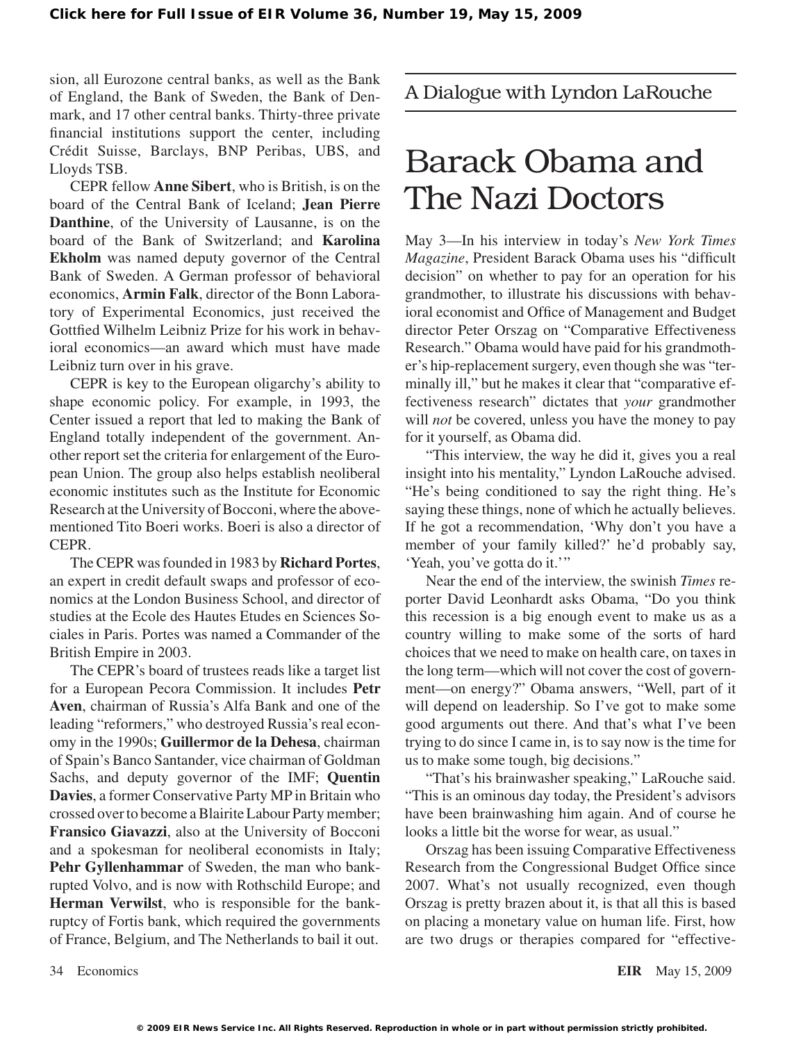sion, all Eurozone central banks, as well as the Bank of England, the Bank of Sweden, the Bank of Denmark, and 17 other central banks. Thirty-three private financial institutions support the center, including Crédit Suisse, Barclays, BNP Peribas, UBS, and Lloyds TSB.

CEPR fellow **Anne Sibert**, who is British, is on the board of the Central Bank of Iceland; **Jean Pierre Danthine**, of the University of Lausanne, is on the board of the Bank of Switzerland; and **Karolina Ekholm** was named deputy governor of the Central Bank of Sweden. A German professor of behavioral economics, **Armin Falk**, director of the Bonn Laboratory of Experimental Economics, just received the Gottfied Wilhelm Leibniz Prize for his work in behavioral economics—an award which must have made Leibniz turn over in his grave.

CEPR is key to the European oligarchy's ability to shape economic policy. For example, in 1993, the Center issued a report that led to making the Bank of England totally independent of the government. Another report set the criteria for enlargement of the European Union. The group also helps establish neoliberal economic institutes such as the Institute for Economic Research at the University of Bocconi, where the above-mentioned Tito Boeri works. Boeri is also a director of CEPR.

The CEPR was founded in 1983 by **Richard Portes**, an expert in credit default swaps and professor of economics at the London Business School, and director of studies at the Ecole des Hautes Etudes en Sciences Sociales in Paris. Portes was named a Commander of the British Empire in 2003.

The CEPR's board of trustees reads like a target list for a European Pecora Commission. It includes **Petr Aven**, chairman of Russia's Alfa Bank and one of the leading "reformers," who destroyed Russia's real economy in the 1990s; **Guillermor de la Dehesa**, chairman of Spain's Banco Santander, vice chairman of Goldman Sachs, and deputy governor of the IMF; **Quentin Davies**, a former Conservative Party MP in Britain who crossed over to become a Blairite Labour Party member; **Fransico Giavazzi**, also at the University of Bocconi and a spokesman for neoliberal economists in Italy; **Pehr Gyllenhammar** of Sweden, the man who bankrupted Volvo, and is now with Rothschild Europe; and **Herman Verwilst**, who is responsible for the bankruptcy of Fortis bank, which required the governments of France, Belgium, and The Netherlands to bail it out.

A Dialogue with Lyndon LaRouche

# Barack Obama and The Nazi Doctors

May 3—In his interview in today's *New York Times Magazine*, President Barack Obama uses his "difficult decision" on whether to pay for an operation for his grandmother, to illustrate his discussions with behavioral economist and Office of Management and Budget director Peter Orszag on "Comparative Effectiveness Research." Obama would have paid for his grandmother's hip-replacement surgery, even though she was "terminally ill," but he makes it clear that "comparative effectiveness research" dictates that *your* grandmother will *not* be covered, unless you have the money to pay for it yourself, as Obama did.

"This interview, the way he did it, gives you a real insight into his mentality," Lyndon LaRouche advised. "He's being conditioned to say the right thing. He's saying these things, none of which he actually believes. If he got a recommendation, 'Why don't you have a member of your family killed?' he'd probably say, 'Yeah, you've gotta do it.'"

Near the end of the interview, the swinish *Times* reporter David Leonhardt asks Obama, "Do you think this recession is a big enough event to make us as a country willing to make some of the sorts of hard choices that we need to make on health care, on taxes in the long term—which will not cover the cost of government—on energy?" Obama answers, "Well, part of it will depend on leadership. So I've got to make some good arguments out there. And that's what I've been trying to do since I came in, is to say now is the time for us to make some tough, big decisions."

"That's his brainwasher speaking," LaRouche said. "This is an ominous day today, the President's advisors have been brainwashing him again. And of course he looks a little bit the worse for wear, as usual."

Orszag has been issuing Comparative Effectiveness Research from the Congressional Budget Office since 2007. What's not usually recognized, even though Orszag is pretty brazen about it, is that all this is based on placing a monetary value on human life. First, how are two drugs or therapies compared for "effective-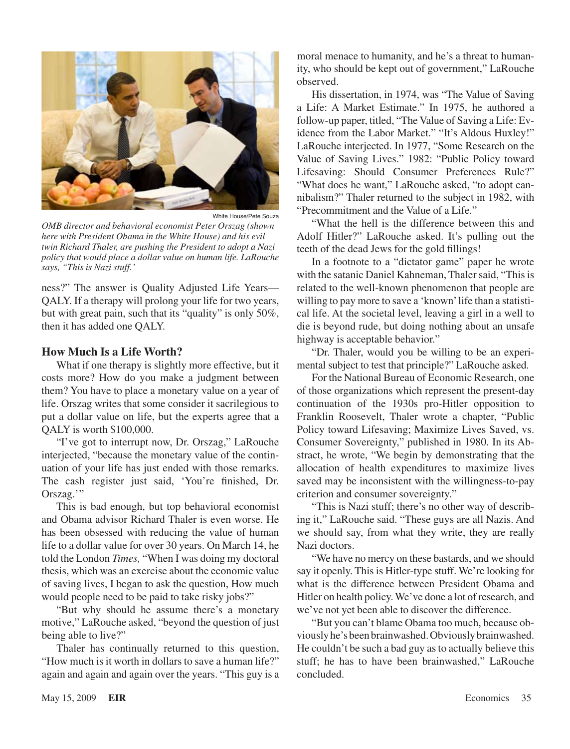White House/Pete Souza

*OMB director and behavioral economist Peter Orszag (shown here with President Obama in the White House) and his evil twin Richard Thaler, are pushing the President to adopt a Nazi policy that would place a dollar value on human life. LaRouche says, "This is Nazi stuff.'*

ness?" The answer is Quality Adjusted Life Years—QALY. If a therapy will prolong your life for two years, but with great pain, such that its "quality" is only 50%, then it has added one QALY.

## How Much Is a Life Worth?

What if one therapy is slightly more effective, but it costs more? How do you make a judgment between them? You have to place a monetary value on a year of life. Orszag writes that some consider it sacrilegious to put a dollar value on life, but the experts agree that a QALY is worth $100,000.

"I've got to interrupt now, Dr. Orszag," LaRouche interjected, "because the monetary value of the continuation of your life has just ended with those remarks. The cash register just said, 'You're finished, Dr. Orszag.'"

This is bad enough, but top behavioral economist and Obama advisor Richard Thaler is even worse. He has been obsessed with reducing the value of human life to a dollar value for over 30 years. On March 14, he told the London *Times,* "When I was doing my doctoral thesis, which was an exercise about the economic value of saving lives, I began to ask the question, How much would people need to be paid to take risky jobs?"

"But why should he assume there's a monetary motive," LaRouche asked, "beyond the question of just being able to live?"

Thaler has continually returned to this question, "How much is it worth in dollars to save a human life?" again and again and again over the years. "This guy is a moral menace to humanity, and he's a threat to humanity, who should be kept out of government," LaRouche observed.

His dissertation, in 1974, was "The Value of Saving a Life: A Market Estimate." In 1975, he authored a follow-up paper, titled, "The Value of Saving a Life: Evidence from the Labor Market." "It's Aldous Huxley!" LaRouche interjected. In 1977, "Some Research on the Value of Saving Lives." 1982: "Public Policy toward Lifesaving: Should Consumer Preferences Rule?" "What does he want," LaRouche asked, "to adopt cannibalism?" Thaler returned to the subject in 1982, with "Precommitment and the Value of a Life."

"What the hell is the difference between this and Adolf Hitler?" LaRouche asked. It's pulling out the teeth of the dead Jews for the gold fillings!

In a footnote to a "dictator game" paper he wrote with the satanic Daniel Kahneman, Thaler said, "This is related to the well-known phenomenon that people are willing to pay more to save a 'known' life than a statistical life. At the societal level, leaving a girl in a well to die is beyond rude, but doing nothing about an unsafe highway is acceptable behavior."

"Dr. Thaler, would you be willing to be an experimental subject to test that principle?" LaRouche asked.

For the National Bureau of Economic Research, one of those organizations which represent the present-day continuation of the 1930s pro-Hitler opposition to Franklin Roosevelt, Thaler wrote a chapter, "Public Policy toward Lifesaving; Maximize Lives Saved, vs. Consumer Sovereignty," published in 1980. In its Abstract, he wrote, "We begin by demonstrating that the allocation of health expenditures to maximize lives saved may be inconsistent with the willingness-to-pay criterion and consumer sovereignty."

"This is Nazi stuff; there's no other way of describing it," LaRouche said. "These guys are all Nazis. And we should say, from what they write, they are really Nazi doctors.

"We have no mercy on these bastards, and we should say it openly. This is Hitler-type stuff. We're looking for what is the difference between President Obama and Hitler on health policy. We've done a lot of research, and we've not yet been able to discover the difference.

"But you can't blame Obama too much, because obviously he's been brainwashed. Obviously brainwashed. He couldn't be such a bad guy as to actually believe this stuff; he has to have been brainwashed," LaRouche concluded.